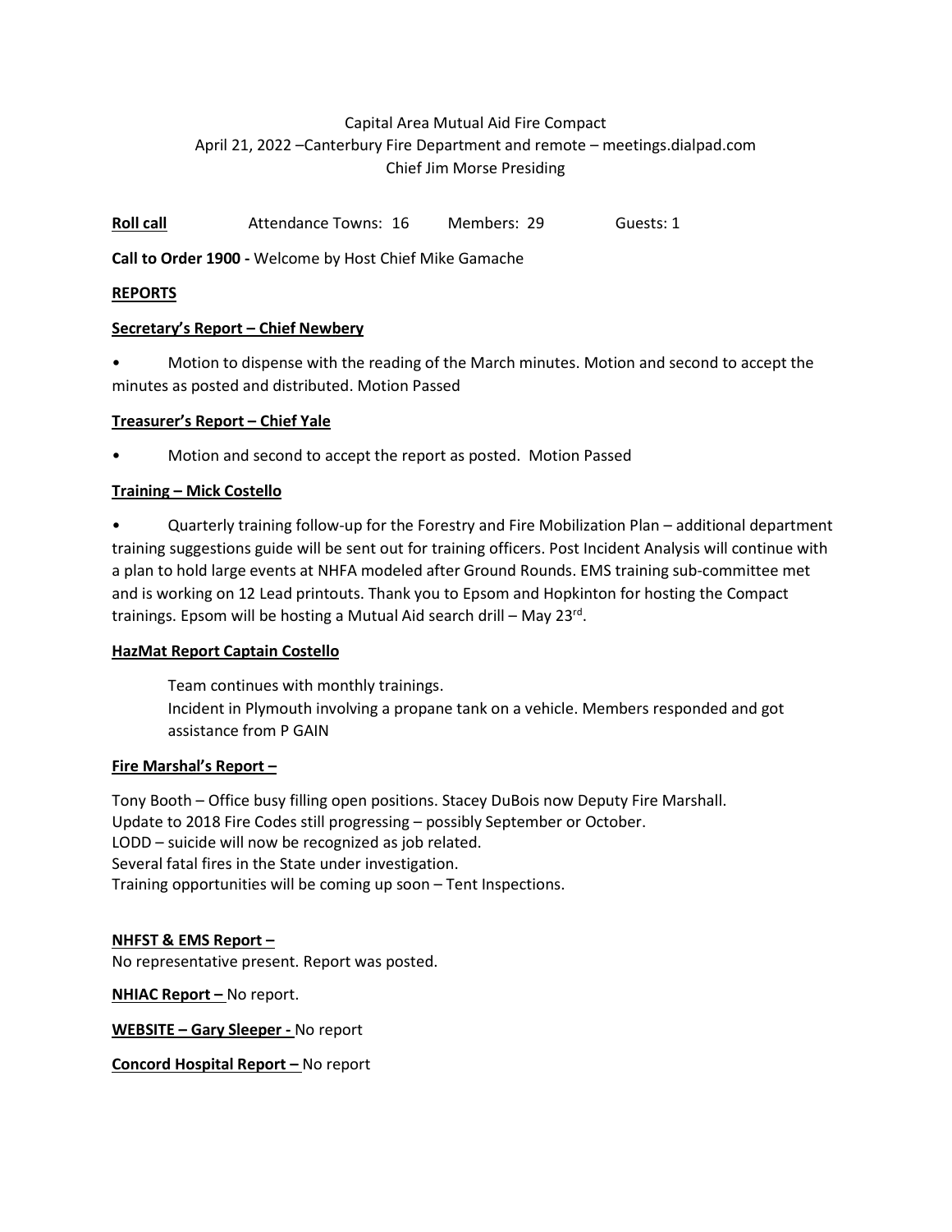Capital Area Mutual Aid Fire Compact
April 21, 2022 –Canterbury Fire Department and remote – meetings.dialpad.com
Chief Jim Morse Presiding

**Roll call** Attendance Towns: 16 Members: 29 Guests: 1

**Call to Order 1900 -** Welcome by Host Chief Mike Gamache

**REPORTS**

**Secretary's Report – Chief Newbery**

- Motion to dispense with the reading of the March minutes. Motion and second to accept the minutes as posted and distributed. Motion Passed

**Treasurer's Report – Chief Yale**

- Motion and second to accept the report as posted. Motion Passed

**Training – Mick Costello**

- Quarterly training follow-up for the Forestry and Fire Mobilization Plan – additional department training suggestions guide will be sent out for training officers. Post Incident Analysis will continue with a plan to hold large events at NHFA modeled after Ground Rounds. EMS training sub-committee met and is working on 12 Lead printouts. Thank you to Epsom and Hopkinton for hosting the Compact trainings. Epsom will be hosting a Mutual Aid search drill – May 23rd.

**HazMat Report Captain Costello**

Team continues with monthly trainings.
Incident in Plymouth involving a propane tank on a vehicle. Members responded and got assistance from P GAIN

**Fire Marshal's Report –**

Tony Booth – Office busy filling open positions. Stacey DuBois now Deputy Fire Marshall.
Update to 2018 Fire Codes still progressing – possibly September or October.
LODD – suicide will now be recognized as job related.
Several fatal fires in the State under investigation.
Training opportunities will be coming up soon – Tent Inspections.

**NHFST & EMS Report –**
No representative present. Report was posted.

**NHIAC Report –** No report.

**WEBSITE – Gary Sleeper -** No report

**Concord Hospital Report –** No report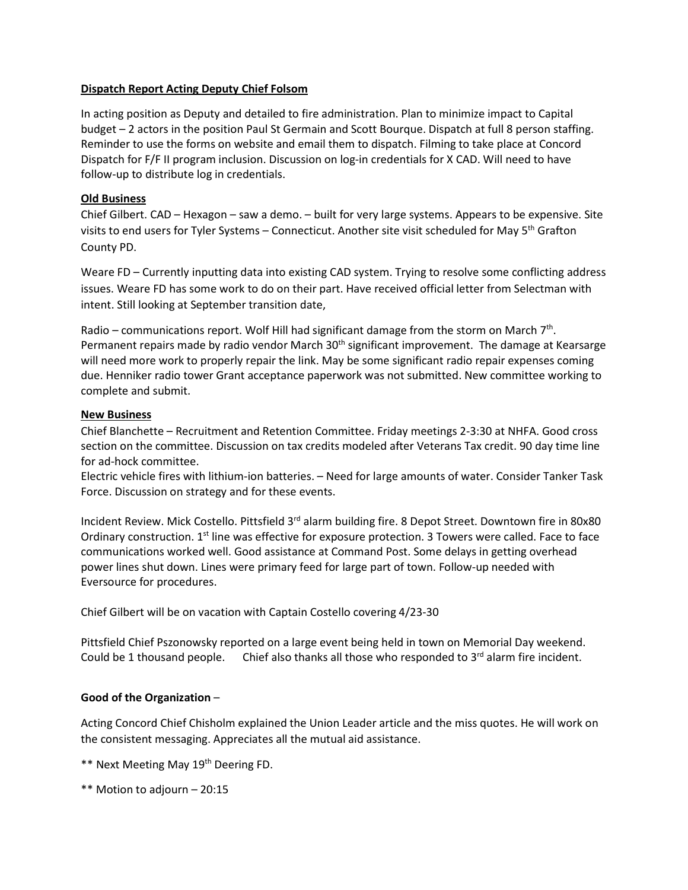**Dispatch Report Acting Deputy Chief Folsom**

In acting position as Deputy and detailed to fire administration. Plan to minimize impact to Capital budget – 2 actors in the position Paul St Germain and Scott Bourque. Dispatch at full 8 person staffing. Reminder to use the forms on website and email them to dispatch. Filming to take place at Concord Dispatch for F/F II program inclusion. Discussion on log-in credentials for X CAD. Will need to have follow-up to distribute log in credentials.

**Old Business**

Chief Gilbert. CAD – Hexagon – saw a demo. – built for very large systems. Appears to be expensive. Site visits to end users for Tyler Systems – Connecticut. Another site visit scheduled for May 5th Grafton County PD.

Weare FD – Currently inputting data into existing CAD system. Trying to resolve some conflicting address issues. Weare FD has some work to do on their part. Have received official letter from Selectman with intent. Still looking at September transition date,

Radio – communications report. Wolf Hill had significant damage from the storm on March 7th. Permanent repairs made by radio vendor March 30th significant improvement. The damage at Kearsarge will need more work to properly repair the link. May be some significant radio repair expenses coming due. Henniker radio tower Grant acceptance paperwork was not submitted. New committee working to complete and submit.

**New Business**

Chief Blanchette – Recruitment and Retention Committee. Friday meetings 2-3:30 at NHFA. Good cross section on the committee. Discussion on tax credits modeled after Veterans Tax credit. 90 day time line for ad-hock committee.

Electric vehicle fires with lithium-ion batteries. – Need for large amounts of water. Consider Tanker Task Force. Discussion on strategy and for these events.

Incident Review. Mick Costello. Pittsfield 3rd alarm building fire. 8 Depot Street. Downtown fire in 80x80 Ordinary construction. 1st line was effective for exposure protection. 3 Towers were called. Face to face communications worked well. Good assistance at Command Post. Some delays in getting overhead power lines shut down. Lines were primary feed for large part of town. Follow-up needed with Eversource for procedures.

Chief Gilbert will be on vacation with Captain Costello covering 4/23-30

Pittsfield Chief Pszonowsky reported on a large event being held in town on Memorial Day weekend. Could be 1 thousand people. Chief also thanks all those who responded to 3rd alarm fire incident.

**Good of the Organization** –

Acting Concord Chief Chisholm explained the Union Leader article and the miss quotes. He will work on the consistent messaging. Appreciates all the mutual aid assistance.

** Next Meeting May 19th Deering FD.

** Motion to adjourn – 20:15